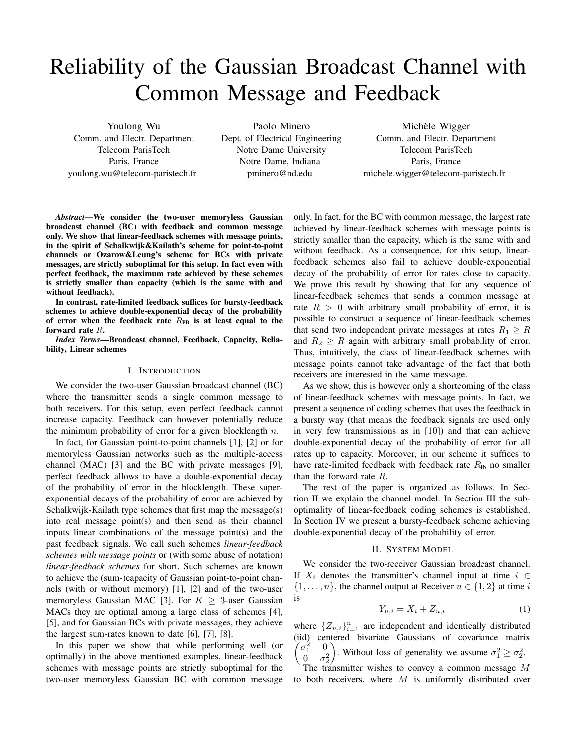# Reliability of the Gaussian Broadcast Channel with Common Message and Feedback

Youlong Wu
Comm. and Electr. Department
Telecom ParisTech
Paris, France
youlong.wu@telecom-paristech.fr

Paolo Minero
Dept. of Electrical Engineering
Notre Dame University
Notre Dame, Indiana
pminero@nd.edu

Michèle Wigger
Comm. and Electr. Department
Telecom ParisTech
Paris, France
michele.wigger@telecom-paristech.fr

***Abstract*—We consider the two-user memoryless Gaussian broadcast channel (BC) with feedback and common message only. We show that linear-feedback schemes with message points, in the spirit of Schalkwijk&Kailath's scheme for point-to-point channels or Ozarow&Leung's scheme for BCs with private messages, are strictly suboptimal for this setup. In fact even with perfect feedback, the maximum rate achieved by these schemes is strictly smaller than capacity (which is the same with and without feedback).**

**In contrast, rate-limited feedback suffices for bursty-feedback schemes to achieve double-exponential decay of the probability of error when the feedback rate $R_{\text{FB}}$ is at least equal to the forward rate $R$.**

***Index Terms*—Broadcast channel, Feedback, Capacity, Reliability, Linear schemes**

## I. Introduction

We consider the two-user Gaussian broadcast channel (BC) where the transmitter sends a single common message to both receivers. For this setup, even perfect feedback cannot increase capacity. Feedback can however potentially reduce the minimum probability of error for a given blocklength $n$.

In fact, for Gaussian point-to-point channels [1], [2] or for memoryless Gaussian networks such as the multiple-access channel (MAC) [3] and the BC with private messages [9], perfect feedback allows to have a double-exponential decay of the probability of error in the blocklength. These super-exponential decays of the probability of error are achieved by Schalkwijk-Kailath type schemes that first map the message(s) into real message point(s) and then send as their channel inputs linear combinations of the message point(s) and the past feedback signals. We call such schemes *linear-feedback schemes with message points* or (with some abuse of notation) *linear-feedback schemes* for short. Such schemes are known to achieve the (sum-)capacity of Gaussian point-to-point channels (with or without memory) [1], [2] and of the two-user memoryless Gaussian MAC [3]. For $K \geq 3$-user Gaussian MACs they are optimal among a large class of schemes [4], [5], and for Gaussian BCs with private messages, they achieve the largest sum-rates known to date [6], [7], [8].

In this paper we show that while performing well (or optimally) in the above mentioned examples, linear-feedback schemes with message points are strictly suboptimal for the two-user memoryless Gaussian BC with common message only. In fact, for the BC with common message, the largest rate achieved by linear-feedback schemes with message points is strictly smaller than the capacity, which is the same with and without feedback. As a consequence, for this setup, linear-feedback schemes also fail to achieve double-exponential decay of the probability of error for rates close to capacity. We prove this result by showing that for any sequence of linear-feedback schemes that sends a common message at rate $R > 0$ with arbitrary small probability of error, it is possible to construct a sequence of linear-feedback schemes that send two independent private messages at rates $R_1 \geq R$ and $R_2 \geq R$ again with arbitrary small probability of error. Thus, intuitively, the class of linear-feedback schemes with message points cannot take advantage of the fact that both receivers are interested in the same message.

As we show, this is however only a shortcoming of the class of linear-feedback schemes with message points. In fact, we present a sequence of coding schemes that uses the feedback in a bursty way (that means the feedback signals are used only in very few transmissions as in [10]) and that can achieve double-exponential decay of the probability of error for all rates up to capacity. Moreover, in our scheme it suffices to have rate-limited feedback with feedback rate $R_{\text{fb}}$ no smaller than the forward rate $R$.

The rest of the paper is organized as follows. In Section II we explain the channel model. In Section III the sub-optimality of linear-feedback coding schemes is established. In Section IV we present a bursty-feedback scheme achieving double-exponential decay of the probability of error.

## II. System Model

We consider the two-receiver Gaussian broadcast channel. If $X_i$ denotes the transmitter's channel input at time $i \in \{1, \ldots, n\}$, the channel output at Receiver $u \in \{1, 2\}$ at time $i$ is

$$Y_{u,i} = X_i + Z_{u,i} \tag{1}$$

where $\{Z_{u,i}\}_{i=1}^{n}$ are independent and identically distributed (iid) centered bivariate Gaussians of covariance matrix $\begin{pmatrix} \sigma_1^2 & 0 \\ 0 & \sigma_2^2 \end{pmatrix}$. Without loss of generality we assume $\sigma_1^2 \geq \sigma_2^2$.

The transmitter wishes to convey a common message $M$ to both receivers, where $M$ is uniformly distributed over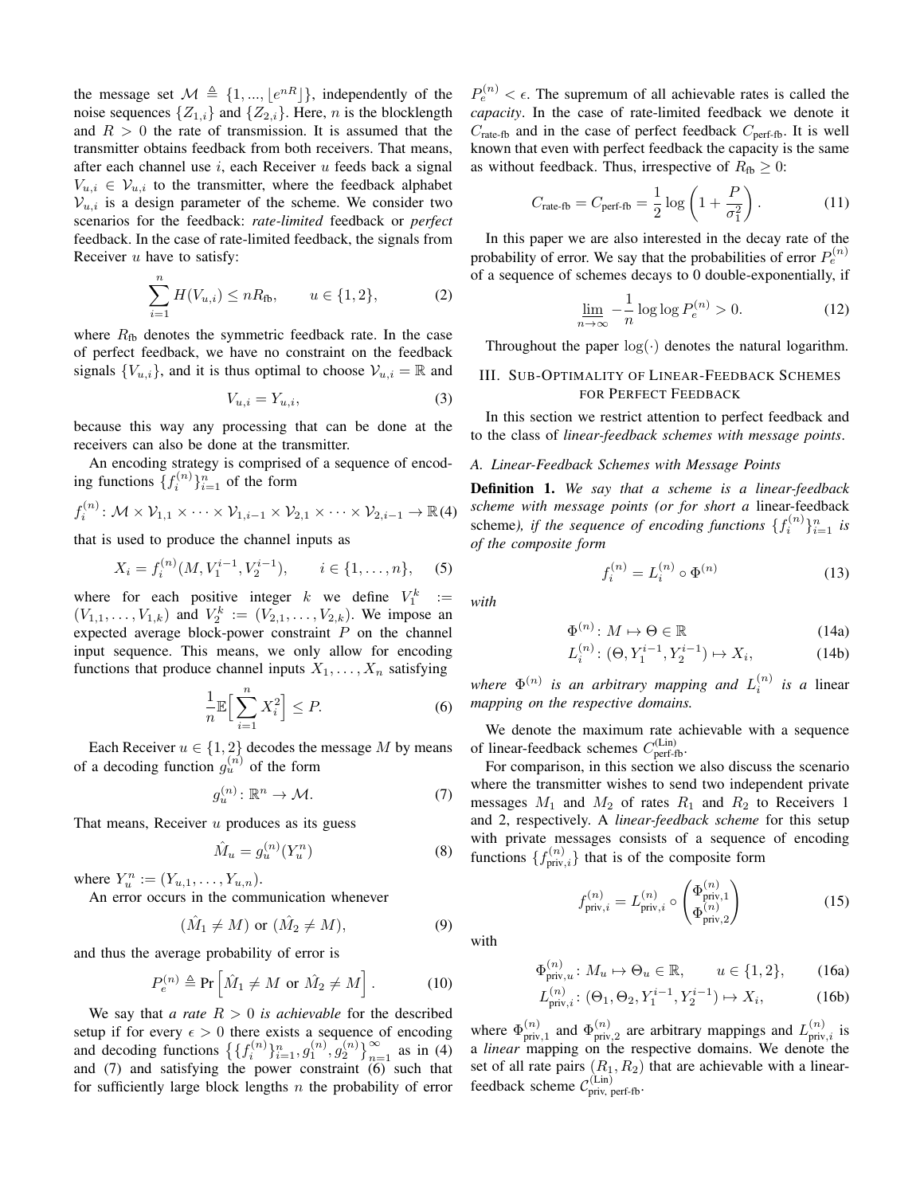the message set $\mathcal{M} \triangleq \{1, ..., \lfloor e^{nR} \rfloor\}$, independently of the noise sequences $\{Z_{1,i}\}$ and $\{Z_{2,i}\}$. Here, $n$ is the blocklength and $R > 0$ the rate of transmission. It is assumed that the transmitter obtains feedback from both receivers. That means, after each channel use $i$, each Receiver $u$ feeds back a signal $V_{u,i} \in \mathcal{V}_{u,i}$ to the transmitter, where the feedback alphabet $\mathcal{V}_{u,i}$ is a design parameter of the scheme. We consider two scenarios for the feedback: *rate-limited* feedback or *perfect* feedback. In the case of rate-limited feedback, the signals from Receiver $u$ have to satisfy:

$$\sum_{i=1}^{n} H(V_{u,i}) \leq nR_{\text{fb}}, \qquad u \in \{1, 2\}, \tag{2}$$

where $R_{\text{fb}}$ denotes the symmetric feedback rate. In the case of perfect feedback, we have no constraint on the feedback signals $\{V_{u,i}\}$, and it is thus optimal to choose $\mathcal{V}_{u,i} = \mathbb{R}$ and

$$V_{u,i} = Y_{u,i}, \tag{3}$$

because this way any processing that can be done at the receivers can also be done at the transmitter.

An encoding strategy is comprised of a sequence of encoding functions $\{f_i^{(n)}\}_{i=1}^{n}$ of the form

$$f_i^{(n)} \colon \mathcal{M} \times \mathcal{V}_{1,1} \times \cdots \times \mathcal{V}_{1,i-1} \times \mathcal{V}_{2,1} \times \cdots \times \mathcal{V}_{2,i-1} \to \mathbb{R} \tag{4}$$

that is used to produce the channel inputs as

$$X_i = f_i^{(n)}(M, V_1^{i-1}, V_2^{i-1}), \qquad i \in \{1, \ldots, n\}, \tag{5}$$

where for each positive integer $k$ we define $V_1^k := (V_{1,1}, \ldots, V_{1,k})$ and $V_2^k := (V_{2,1}, \ldots, V_{2,k})$. We impose an expected average block-power constraint $P$ on the channel input sequence. This means, we only allow for encoding functions that produce channel inputs $X_1, \ldots, X_n$ satisfying

$$\frac{1}{n}\mathbb{E}\Big[\sum_{i=1}^{n} X_i^2\Big] \leq P. \tag{6}$$

Each Receiver $u \in \{1, 2\}$ decodes the message $M$ by means of a decoding function $g_u^{(n)}$ of the form

$$g_u^{(n)} \colon \mathbb{R}^n \to \mathcal{M}. \tag{7}$$

That means, Receiver $u$ produces as its guess

$$\hat{M}_u = g_u^{(n)}(Y_u^n) \tag{8}$$

where $Y_u^n := (Y_{u,1}, \ldots, Y_{u,n})$.

An error occurs in the communication whenever

$$(\hat{M}_1 \neq M) \text{ or } (\hat{M}_2 \neq M), \tag{9}$$

and thus the average probability of error is

$$P_e^{(n)} \triangleq \Pr\left[\hat{M}_1 \neq M \text{ or } \hat{M}_2 \neq M\right]. \tag{10}$$

We say that *a rate $R > 0$ is achievable* for the described setup if for every $\epsilon > 0$ there exists a sequence of encoding and decoding functions $\big\{\{f_i^{(n)}\}_{i=1}^{n}, g_1^{(n)}, g_2^{(n)}\big\}_{n=1}^{\infty}$ as in (4) and (7) and satisfying the power constraint (6) such that for sufficiently large block lengths $n$ the probability of error $P_e^{(n)} < \epsilon$. The supremum of all achievable rates is called the *capacity*. In the case of rate-limited feedback we denote it $C_{\text{rate-fb}}$ and in the case of perfect feedback $C_{\text{perf-fb}}$. It is well known that even with perfect feedback the capacity is the same as without feedback. Thus, irrespective of $R_{\text{fb}} \geq 0$:

$$C_{\text{rate-fb}} = C_{\text{perf-fb}} = \frac{1}{2}\log\left(1 + \frac{P}{\sigma_1^2}\right). \tag{11}$$

In this paper we are also interested in the decay rate of the probability of error. We say that the probabilities of error $P_e^{(n)}$ of a sequence of schemes decays to 0 double-exponentially, if

$$\varliminf_{n \to \infty} -\frac{1}{n}\log\log P_e^{(n)} > 0. \tag{12}$$

Throughout the paper $\log(\cdot)$ denotes the natural logarithm.

## III. Sub-Optimality of Linear-Feedback Schemes for Perfect Feedback

In this section we restrict attention to perfect feedback and to the class of *linear-feedback schemes with message points*.

### A. Linear-Feedback Schemes with Message Points

**Definition 1.** *We say that a scheme is a linear-feedback scheme with message points (or for short a* linear-feedback scheme*), if the sequence of encoding functions $\{f_i^{(n)}\}_{i=1}^{n}$ is of the composite form*

$$f_i^{(n)} = L_i^{(n)} \circ \Phi^{(n)} \tag{13}$$

*with*

$$\Phi^{(n)} \colon M \mapsto \Theta \in \mathbb{R} \tag{14a}$$
$$L_i^{(n)} \colon (\Theta, Y_1^{i-1}, Y_2^{i-1}) \mapsto X_i, \tag{14b}$$

*where $\Phi^{(n)}$ is an arbitrary mapping and $L_i^{(n)}$ is a* linear *mapping on the respective domains.*

We denote the maximum rate achievable with a sequence of linear-feedback schemes $C_{\text{perf-fb}}^{(\text{Lin})}$.

For comparison, in this section we also discuss the scenario where the transmitter wishes to send two independent private messages $M_1$ and $M_2$ of rates $R_1$ and $R_2$ to Receivers 1 and 2, respectively. A *linear-feedback scheme* for this setup with private messages consists of a sequence of encoding functions $\{f_{\text{priv},i}^{(n)}\}$ that is of the composite form

$$f_{\text{priv},i}^{(n)} = L_{\text{priv},i}^{(n)} \circ \begin{pmatrix} \Phi_{\text{priv},1}^{(n)} \\ \Phi_{\text{priv},2}^{(n)} \end{pmatrix} \tag{15}$$

with

$$\Phi_{\text{priv},u}^{(n)} \colon M_u \mapsto \Theta_u \in \mathbb{R}, \qquad u \in \{1, 2\}, \tag{16a}$$
$$L_{\text{priv},i}^{(n)} \colon (\Theta_1, \Theta_2, Y_1^{i-1}, Y_2^{i-1}) \mapsto X_i, \tag{16b}$$

where $\Phi_{\text{priv},1}^{(n)}$ and $\Phi_{\text{priv},2}^{(n)}$ are arbitrary mappings and $L_{\text{priv},i}^{(n)}$ is a *linear* mapping on the respective domains. We denote the set of all rate pairs $(R_1, R_2)$ that are achievable with a linear-feedback scheme $\mathcal{C}_{\text{priv, perf-fb}}^{(\text{Lin})}$.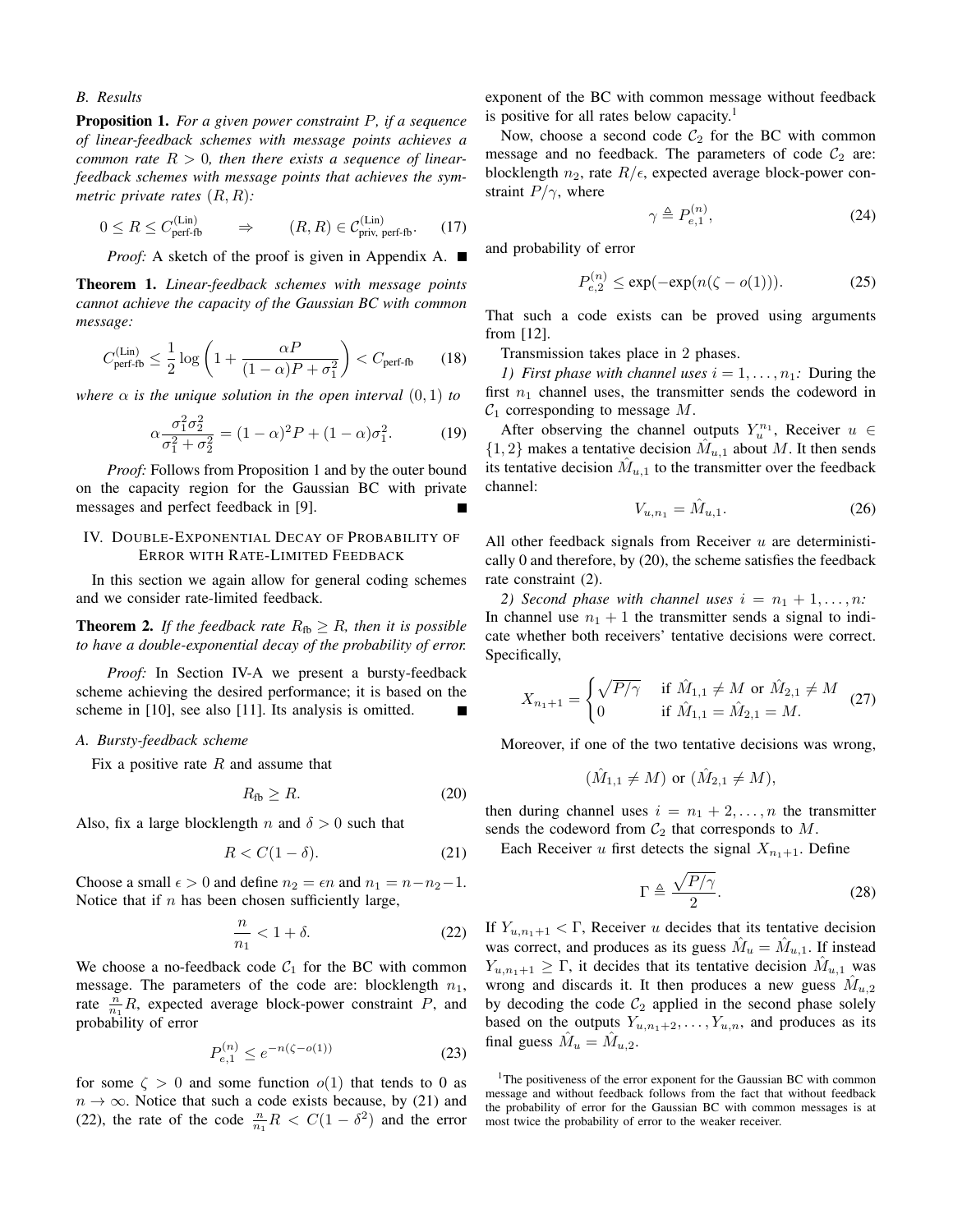### B. Results

**Proposition 1.** *For a given power constraint $P$, if a sequence of linear-feedback schemes with message points achieves a common rate $R > 0$, then there exists a sequence of linear-feedback schemes with message points that achieves the symmetric private rates $(R, R)$:*

$$0 \leq R \leq C_{\text{perf-fb}}^{(\text{Lin})} \quad \Rightarrow \quad (R, R) \in \mathcal{C}_{\text{priv, perf-fb}}^{(\text{Lin})}. \tag{17}$$

*Proof:* A sketch of the proof is given in Appendix A. ■

**Theorem 1.** *Linear-feedback schemes with message points cannot achieve the capacity of the Gaussian BC with common message:*

$$C_{\text{perf-fb}}^{(\text{Lin})} \leq \frac{1}{2}\log\left(1 + \frac{\alpha P}{(1-\alpha)P + \sigma_1^2}\right) < C_{\text{perf-fb}} \tag{18}$$

*where $\alpha$ is the unique solution in the open interval $(0, 1)$ to*

$$\alpha \frac{\sigma_1^2 \sigma_2^2}{\sigma_1^2 + \sigma_2^2} = (1-\alpha)^2 P + (1-\alpha)\sigma_1^2. \tag{19}$$

*Proof:* Follows from Proposition 1 and by the outer bound on the capacity region for the Gaussian BC with private messages and perfect feedback in [9]. ■

## IV. Double-Exponential Decay of Probability of Error with Rate-Limited Feedback

In this section we again allow for general coding schemes and we consider rate-limited feedback.

**Theorem 2.** *If the feedback rate $R_{\text{fb}} \geq R$, then it is possible to have a double-exponential decay of the probability of error.*

*Proof:* In Section IV-A we present a bursty-feedback scheme achieving the desired performance; it is based on the scheme in [10], see also [11]. Its analysis is omitted. ■

### A. Bursty-feedback scheme

Fix a positive rate $R$ and assume that

$$R_{\text{fb}} \geq R. \tag{20}$$

Also, fix a large blocklength $n$ and $\delta > 0$ such that

$$R < C(1-\delta). \tag{21}$$

Choose a small $\epsilon > 0$ and define $n_2 = \epsilon n$ and $n_1 = n - n_2 - 1$. Notice that if $n$ has been chosen sufficiently large,

$$\frac{n}{n_1} < 1 + \delta. \tag{22}$$

We choose a no-feedback code $\mathcal{C}_1$ for the BC with common message. The parameters of the code are: blocklength $n_1$, rate $\frac{n}{n_1}R$, expected average block-power constraint $P$, and probability of error

$$P_{e,1}^{(n)} \leq e^{-n(\zeta - o(1))} \tag{23}$$

for some $\zeta > 0$ and some function $o(1)$ that tends to 0 as $n \to \infty$. Notice that such a code exists because, by (21) and (22), the rate of the code $\frac{n}{n_1}R < C(1-\delta^2)$ and the error exponent of the BC with common message without feedback is positive for all rates below capacity.[1]

Now, choose a second code $\mathcal{C}_2$ for the BC with common message and no feedback. The parameters of code $\mathcal{C}_2$ are: blocklength $n_2$, rate $R/\epsilon$, expected average block-power constraint $P/\gamma$, where

$$\gamma \triangleq P_{e,1}^{(n)}, \tag{24}$$

and probability of error

$$P_{e,2}^{(n)} \leq \exp(-\exp(n(\zeta - o(1))). \tag{25}$$

That such a code exists can be proved using arguments from [12].

Transmission takes place in 2 phases.

*1) First phase with channel uses $i = 1, \ldots, n_1$:* During the first $n_1$ channel uses, the transmitter sends the codeword in $\mathcal{C}_1$ corresponding to message $M$.

After observing the channel outputs $Y_u^{n_1}$, Receiver $u \in \{1, 2\}$ makes a tentative decision $\hat{M}_{u,1}$ about $M$. It then sends its tentative decision $\hat{M}_{u,1}$ to the transmitter over the feedback channel:

$$V_{u,n_1} = \hat{M}_{u,1}. \tag{26}$$

All other feedback signals from Receiver $u$ are deterministically 0 and therefore, by (20), the scheme satisfies the feedback rate constraint (2).

*2) Second phase with channel uses $i = n_1 + 1, \ldots, n$:* In channel use $n_1 + 1$ the transmitter sends a signal to indicate whether both receivers' tentative decisions were correct. Specifically,

$$X_{n_1+1} = \begin{cases} \sqrt{P/\gamma} & \text{if } \hat{M}_{1,1} \neq M \text{ or } \hat{M}_{2,1} \neq M \\ 0 & \text{if } \hat{M}_{1,1} = \hat{M}_{2,1} = M. \end{cases} \tag{27}$$

Moreover, if one of the two tentative decisions was wrong,

$$(\hat{M}_{1,1} \neq M) \text{ or } (\hat{M}_{2,1} \neq M),$$

then during channel uses $i = n_1 + 2, \ldots, n$ the transmitter sends the codeword from $\mathcal{C}_2$ that corresponds to $M$.

Each Receiver $u$ first detects the signal $X_{n_1+1}$. Define

$$\Gamma \triangleq \frac{\sqrt{P/\gamma}}{2}. \tag{28}$$

If $Y_{u,n_1+1} < \Gamma$, Receiver $u$ decides that its tentative decision was correct, and produces as its guess $\hat{M}_u = \hat{M}_{u,1}$. If instead $Y_{u,n_1+1} \geq \Gamma$, it decides that its tentative decision $\hat{M}_{u,1}$ was wrong and discards it. It then produces a new guess $\hat{M}_{u,2}$ by decoding the code $\mathcal{C}_2$ applied in the second phase solely based on the outputs $Y_{u,n_1+2}, \ldots, Y_{u,n}$, and produces as its final guess $\hat{M}_u = \hat{M}_{u,2}$.

[1] The positiveness of the error exponent for the Gaussian BC with common message and without feedback follows from the fact that without feedback the probability of error for the Gaussian BC with common messages is at most twice the probability of error to the weaker receiver.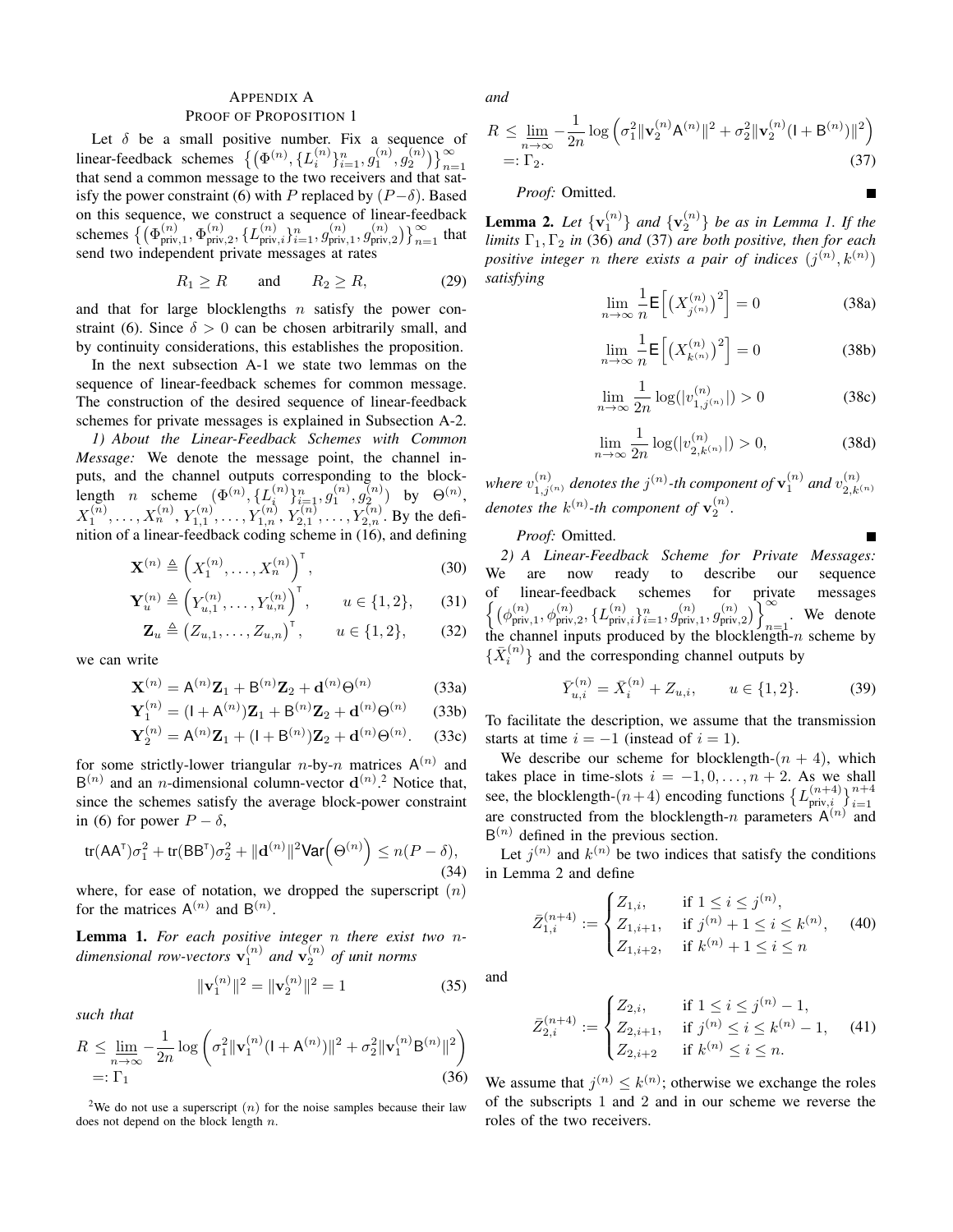## Appendix A
## Proof of Proposition 1

Let $\delta$ be a small positive number. Fix a sequence of linear-feedback schemes $\left\{\left(\Phi^{(n)}, \{L_i^{(n)}\}_{i=1}^n, g_1^{(n)}, g_2^{(n)}\right)\right\}_{n=1}^\infty$ that send a common message to the two receivers and that satisfy the power constraint (6) with $P$ replaced by $(P-\delta)$. Based on this sequence, we construct a sequence of linear-feedback schemes $\left\{\left(\Phi_{\text{priv},1}^{(n)}, \Phi_{\text{priv},2}^{(n)}, \{L_{\text{priv},i}^{(n)}\}_{i=1}^n, g_{\text{priv},1}^{(n)}, g_{\text{priv},2}^{(n)}\right)\right\}_{n=1}^\infty$ that send two independent private messages at rates

$$R_1 \geq R \qquad \text{and} \qquad R_2 \geq R, \tag{29}$$

and that for large blocklengths $n$ satisfy the power constraint (6). Since $\delta > 0$ can be chosen arbitrarily small, and by continuity considerations, this establishes the proposition.

In the next subsection A-1 we state two lemmas on the sequence of linear-feedback schemes for common message. The construction of the desired sequence of linear-feedback schemes for private messages is explained in Subsection A-2.

*1) About the Linear-Feedback Schemes with Common Message:* We denote the message point, the channel inputs, and the channel outputs corresponding to the blocklength $n$ scheme $(\Phi^{(n)}, \{L_i^{(n)}\}_{i=1}^n, g_1^{(n)}, g_2^{(n)})$ by $\Theta^{(n)}$, $X_1^{(n)}, \ldots, X_n^{(n)}$, $Y_{1,1}^{(n)}, \ldots, Y_{1,n}^{(n)}$, $Y_{2,1}^{(n)}, \ldots, Y_{2,n}^{(n)}$. By the definition of a linear-feedback coding scheme in (16), and defining

$$\mathbf{X}^{(n)} \triangleq \left(X_1^{(n)}, \ldots, X_n^{(n)}\right)^\mathsf{T}, \tag{30}$$

$$\mathbf{Y}_u^{(n)} \triangleq \left(Y_{u,1}^{(n)}, \ldots, Y_{u,n}^{(n)}\right)^\mathsf{T}, \qquad u \in \{1,2\}, \tag{31}$$

$$\mathbf{Z}_u \triangleq \left(Z_{u,1}, \ldots, Z_{u,n}\right)^\mathsf{T}, \qquad u \in \{1,2\}, \tag{32}$$

we can write

$$\mathbf{X}^{(n)} = \mathsf{A}^{(n)}\mathbf{Z}_1 + \mathsf{B}^{(n)}\mathbf{Z}_2 + \mathbf{d}^{(n)}\Theta^{(n)} \tag{33a}$$

$$\mathbf{Y}_1^{(n)} = (\mathsf{I} + \mathsf{A}^{(n)})\mathbf{Z}_1 + \mathsf{B}^{(n)}\mathbf{Z}_2 + \mathbf{d}^{(n)}\Theta^{(n)} \tag{33b}$$

$$\mathbf{Y}_2^{(n)} = \mathsf{A}^{(n)}\mathbf{Z}_1 + (\mathsf{I} + \mathsf{B}^{(n)})\mathbf{Z}_2 + \mathbf{d}^{(n)}\Theta^{(n)}. \tag{33c}$$

for some strictly-lower triangular $n$-by-$n$ matrices $\mathsf{A}^{(n)}$ and $\mathsf{B}^{(n)}$ and an $n$-dimensional column-vector $\mathbf{d}^{(n)}$.[2] Notice that, since the schemes satisfy the average block-power constraint in (6) for power $P - \delta$,

$$\text{tr}(\mathsf{A}\mathsf{A}^\mathsf{T})\sigma_1^2 + \text{tr}(\mathsf{B}\mathsf{B}^\mathsf{T})\sigma_2^2 + \|\mathbf{d}^{(n)}\|^2 \mathsf{Var}\Big(\Theta^{(n)}\Big) \leq n(P-\delta), \tag{34}$$

where, for ease of notation, we dropped the superscript $(n)$ for the matrices $\mathsf{A}^{(n)}$ and $\mathsf{B}^{(n)}$.

**Lemma 1.** *For each positive integer $n$ there exist two $n$-dimensional row-vectors $\mathbf{v}_1^{(n)}$ and $\mathbf{v}_2^{(n)}$ of unit norms*

$$\|\mathbf{v}_1^{(n)}\|^2 = \|\mathbf{v}_2^{(n)}\|^2 = 1 \tag{35}$$

*such that*

$$R \leq \varliminf_{n\to\infty} -\frac{1}{2n}\log\left(\sigma_1^2\|\mathbf{v}_1^{(n)}(\mathsf{I} + \mathsf{A}^{(n)})\|^2 + \sigma_2^2\|\mathbf{v}_1^{(n)}\mathsf{B}^{(n)}\|^2\right) =: \Gamma_1 \tag{36}$$

*and*

$$R \leq \varliminf_{n\to\infty} -\frac{1}{2n}\log\left(\sigma_1^2\|\mathbf{v}_2^{(n)}\mathsf{A}^{(n)}\|^2 + \sigma_2^2\|\mathbf{v}_2^{(n)}(\mathsf{I} + \mathsf{B}^{(n)})\|^2\right) =: \Gamma_2. \tag{37}$$

*Proof:* Omitted. ∎

**Lemma 2.** *Let $\{\mathbf{v}_1^{(n)}\}$ and $\{\mathbf{v}_2^{(n)}\}$ be as in Lemma 1. If the limits $\Gamma_1, \Gamma_2$ in (36) and (37) are both positive, then for each positive integer $n$ there exists a pair of indices $(j^{(n)}, k^{(n)})$ satisfying*

$$\lim_{n\to\infty}\frac{1}{n}\mathsf{E}\Big[\big(X_{j^{(n)}}^{(n)}\big)^2\Big] = 0 \tag{38a}$$

$$\lim_{n\to\infty}\frac{1}{n}\mathsf{E}\Big[\big(X_{k^{(n)}}^{(n)}\big)^2\Big] = 0 \tag{38b}$$

$$\lim_{n\to\infty}\frac{1}{2n}\log(|v_{1,j^{(n)}}^{(n)}|) > 0 \tag{38c}$$

$$\lim_{n\to\infty}\frac{1}{2n}\log(|v_{2,k^{(n)}}^{(n)}|) > 0, \tag{38d}$$

*where $v_{1,j^{(n)}}^{(n)}$ denotes the $j^{(n)}$-th component of $\mathbf{v}_1^{(n)}$ and $v_{2,k^{(n)}}^{(n)}$ denotes the $k^{(n)}$-th component of $\mathbf{v}_2^{(n)}$.*

*Proof:* Omitted. ∎

*2) A Linear-Feedback Scheme for Private Messages:* We are now ready to describe our sequence of linear-feedback schemes for private messages $\left\{\left(\phi_{\text{priv},1}^{(n)}, \phi_{\text{priv},2}^{(n)}, \{L_{\text{priv},i}^{(n)}\}_{i=1}^n, g_{\text{priv},1}^{(n)}, g_{\text{priv},2}^{(n)}\right)\right\}_{n=1}^\infty$. We denote the channel inputs produced by the blocklength-$n$ scheme by $\{\bar{X}_i^{(n)}\}$ and the corresponding channel outputs by

$$\bar{Y}_{u,i}^{(n)} = \bar{X}_i^{(n)} + Z_{u,i}, \qquad u \in \{1,2\}. \tag{39}$$

To facilitate the description, we assume that the transmission starts at time $i = -1$ (instead of $i = 1$).

We describe our scheme for blocklength-$(n+4)$, which takes place in time-slots $i = -1, 0, \ldots, n+2$. As we shall see, the blocklength-$(n+4)$ encoding functions $\left\{L_{\text{priv},i}^{(n+4)}\right\}_{i=1}^{n+4}$ are constructed from the blocklength-$n$ parameters $\mathsf{A}^{(n)}$ and $\mathsf{B}^{(n)}$ defined in the previous section.

Let $j^{(n)}$ and $k^{(n)}$ be two indices that satisfy the conditions in Lemma 2 and define

$$\bar{Z}_{1,i}^{(n+4)} := \begin{cases} Z_{1,i}, & \text{if } 1 \leq i \leq j^{(n)}, \\ Z_{1,i+1}, & \text{if } j^{(n)}+1 \leq i \leq k^{(n)}, \\ Z_{1,i+2}, & \text{if } k^{(n)}+1 \leq i \leq n \end{cases} \tag{40}$$

and

$$\bar{Z}_{2,i}^{(n+4)} := \begin{cases} Z_{2,i}, & \text{if } 1 \leq i \leq j^{(n)}-1, \\ Z_{2,i+1}, & \text{if } j^{(n)} \leq i \leq k^{(n)}-1, \\ Z_{2,i+2} & \text{if } k^{(n)} \leq i \leq n. \end{cases} \tag{41}$$

We assume that $j^{(n)} \leq k^{(n)}$; otherwise we exchange the roles of the subscripts 1 and 2 and in our scheme we reverse the roles of the two receivers.

[2] We do not use a superscript $(n)$ for the noise samples because their law does not depend on the block length $n$.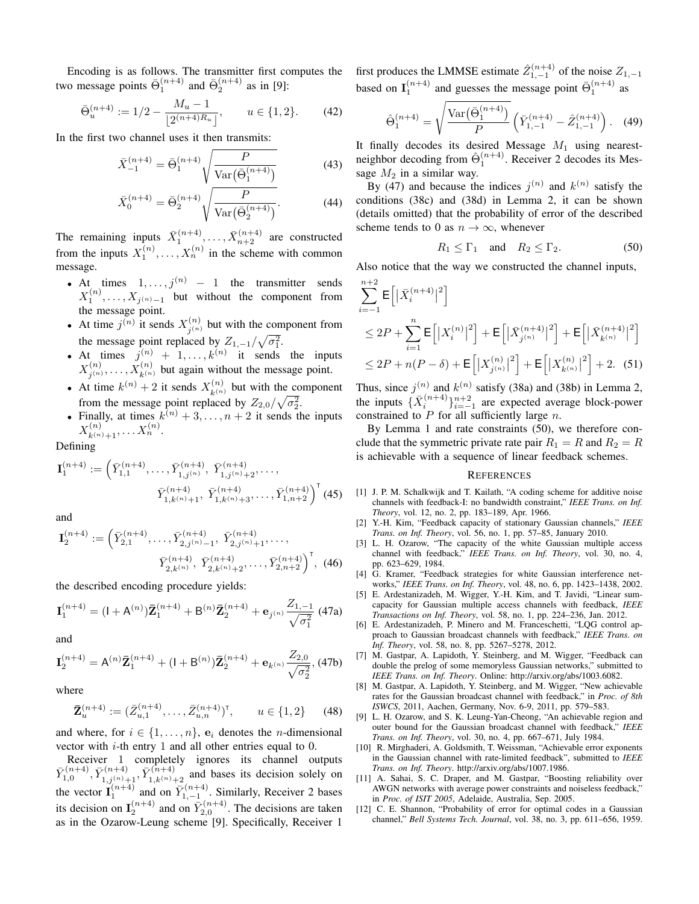Encoding is as follows. The transmitter first computes the two message points $\bar{\Theta}_1^{(n+4)}$ and $\bar{\Theta}_2^{(n+4)}$ as in [9]:

$$\bar{\Theta}_u^{(n+4)} := 1/2 - \frac{M_u - 1}{\lfloor 2^{(n+4)R_u} \rfloor}, \qquad u \in \{1, 2\}. \tag{42}$$

In the first two channel uses it then transmits:

$$\bar{X}_{-1}^{(n+4)} = \bar{\Theta}_1^{(n+4)} \sqrt{\frac{P}{\operatorname{Var}\big(\bar{\Theta}_1^{(n+4)}\big)}} \tag{43}$$

$$\bar{X}_{0}^{(n+4)} = \bar{\Theta}_2^{(n+4)} \sqrt{\frac{P}{\operatorname{Var}\big(\bar{\Theta}_2^{(n+4)}\big)}}. \tag{44}$$

The remaining inputs $\bar{X}_1^{(n+4)}, \ldots, \bar{X}_{n+2}^{(n+4)}$ are constructed from the inputs $X_1^{(n)}, \ldots, X_n^{(n)}$ in the scheme with common message.

- At times $1, \ldots, j^{(n)} - 1$ the transmitter sends $X_1^{(n)}, \ldots, X_{j^{(n)}-1}$ but without the component from the message point.
- At time $j^{(n)}$ it sends $X_{j^{(n)}}^{(n)}$ but with the component from the message point replaced by $Z_{1,-1}/\sqrt{\sigma_1^2}$.
- At times $j^{(n)} + 1, \ldots, k^{(n)}$ it sends the inputs $X_{j^{(n)}}^{(n)}, \ldots, X_{k^{(n)}}^{(n)}$ but again without the message point.
- At time $k^{(n)} + 2$ it sends $X_{k^{(n)}}^{(n)}$ but with the component from the message point replaced by $Z_{2,0}/\sqrt{\sigma_2^2}$.
- Finally, at times $k^{(n)} + 3, \ldots, n + 2$ it sends the inputs $X_{k^{(n)}+1}^{(n)}, \ldots X_n^{(n)}$.

Defining

$$\mathbf{I}_1^{(n+4)} := \Big(\bar{Y}_{1,1}^{(n+4)}, \ldots, \bar{Y}_{1,j^{(n)}}^{(n+4)},\ \bar{Y}_{1,j^{(n)}+2}^{(n+4)}, \ldots, \bar{Y}_{1,k^{(n)}+1}^{(n+4)},\ \bar{Y}_{1,k^{(n)}+3}^{(n+4)}, \ldots, \bar{Y}_{1,n+2}^{(n+4)}\Big)^{\mathsf{T}} \tag{45}$$

and

$$\mathbf{I}_2^{(n+4)} := \Big(\bar{Y}_{2,1}^{(n+4)}, \ldots, \bar{Y}_{2,j^{(n)}-1}^{(n+4)},\ \bar{Y}_{2,j^{(n)}+1}^{(n+4)}, \ldots, \bar{Y}_{2,k^{(n)}}^{(n+4)},\ \bar{Y}_{2,k^{(n)}+2}^{(n+4)}, \ldots, \bar{Y}_{2,n+2}^{(n+4)}\Big)^{\mathsf{T}}, \tag{46}$$

the described encoding procedure yields:

$$\mathbf{I}_1^{(n+4)} = (\mathsf{I} + \mathsf{A}^{(n)})\bar{\mathbf{Z}}_1^{(n+4)} + \mathsf{B}^{(n)}\bar{\mathbf{Z}}_2^{(n+4)} + \mathbf{e}_{j^{(n)}} \frac{Z_{1,-1}}{\sqrt{\sigma_1^2}} \tag{47a}$$

and

$$\mathbf{I}_2^{(n+4)} = \mathsf{A}^{(n)}\bar{\mathbf{Z}}_1^{(n+4)} + (\mathsf{I} + \mathsf{B}^{(n)})\bar{\mathbf{Z}}_2^{(n+4)} + \mathbf{e}_{k^{(n)}} \frac{Z_{2,0}}{\sqrt{\sigma_2^2}}, \tag{47b}$$

where

$$\bar{\mathbf{Z}}_u^{(n+4)} := (\bar{Z}_{u,1}^{(n+4)}, \ldots, \bar{Z}_{u,n}^{(n+4)})^{\mathsf{T}}, \qquad u \in \{1, 2\} \tag{48}$$

and where, for $i \in \{1, \ldots, n\}$, $\mathbf{e}_i$ denotes the $n$-dimensional vector with $i$-th entry 1 and all other entries equal to 0.

Receiver 1 completely ignores its channel outputs $\bar{Y}_{1,0}^{(n+4)}, \bar{Y}_{1,j^{(n)}+1}^{(n+4)}, \bar{Y}_{1,k^{(n)}+2}^{(n+4)}$ and bases its decision solely on the vector $\mathbf{I}_1^{(n+4)}$ and on $\bar{Y}_{1,-1}^{(n+4)}$. Similarly, Receiver 2 bases its decision on $\mathbf{I}_2^{(n+4)}$ and on $\bar{Y}_{2,0}^{(n+4)}$. The decisions are taken as in the Ozarow-Leung scheme [9]. Specifically, Receiver 1 first produces the LMMSE estimate $\hat{Z}_{1,-1}^{(n+4)}$ of the noise $Z_{1,-1}$ based on $\mathbf{I}_1^{(n+4)}$ and guesses the message point $\bar{\Theta}_1^{(n+4)}$ as

$$\hat{\Theta}_1^{(n+4)} = \sqrt{\frac{\operatorname{Var}\big(\bar{\Theta}_1^{(n+4)}\big)}{P}} \left(\bar{Y}_{1,-1}^{(n+4)} - \hat{Z}_{1,-1}^{(n+4)}\right). \tag{49}$$

It finally decodes its desired Message $M_1$ using nearest-neighbor decoding from $\hat{\Theta}_1^{(n+4)}$. Receiver 2 decodes its Message $M_2$ in a similar way.

By (47) and because the indices $j^{(n)}$ and $k^{(n)}$ satisfy the conditions (38c) and (38d) in Lemma 2, it can be shown (details omitted) that the probability of error of the described scheme tends to 0 as $n \to \infty$, whenever

$$R_1 \leq \Gamma_1 \quad \text{and} \quad R_2 \leq \Gamma_2. \tag{50}$$

Also notice that the way we constructed the channel inputs,

$$\begin{aligned}
&\sum_{i=-1}^{n+2} \mathsf{E}\Big[\big|\bar{X}_i^{(n+4)}\big|^2\Big] \\
&\leq 2P + \sum_{i=1}^{n} \mathsf{E}\Big[\big|X_i^{(n)}\big|^2\Big] + \mathsf{E}\Big[\big|\bar{X}_{j^{(n)}}^{(n+4)}\big|^2\Big] + \mathsf{E}\Big[\big|\bar{X}_{k^{(n)}}^{(n+4)}\big|^2\Big] \\
&\leq 2P + n(P - \delta) + \mathsf{E}\Big[\big|X_{j^{(n)}}^{(n)}\big|^2\Big] + \mathsf{E}\Big[\big|X_{k^{(n)}}^{(n)}\big|^2\Big] + 2.
\end{aligned} \tag{51}$$

Thus, since $j^{(n)}$ and $k^{(n)}$ satisfy (38a) and (38b) in Lemma 2, the inputs $\{\bar{X}_i^{(n+4)}\}_{i=-1}^{n+2}$ are expected average block-power constrained to $P$ for all sufficiently large $n$.

By Lemma 1 and rate constraints (50), we therefore conclude that the symmetric private rate pair $R_1 = R$ and $R_2 = R$ is achievable with a sequence of linear feedback schemes.

## References

[1] J. P. M. Schalkwijk and T. Kailath, "A coding scheme for additive noise channels with feedback-I: no bandwidth constraint," *IEEE Trans. on Inf. Theory*, vol. 12, no. 2, pp. 183–189, Apr. 1966.

[2] Y.-H. Kim, "Feedback capacity of stationary Gaussian channels," *IEEE Trans. on Inf. Theory*, vol. 56, no. 1, pp. 57–85, January 2010.

[3] L. H. Ozarow, "The capacity of the white Gaussian multiple access channel with feedback," *IEEE Trans. on Inf. Theory*, vol. 30, no. 4, pp. 623–629, 1984.

[4] G. Kramer, "Feedback strategies for white Gaussian interference networks," *IEEE Trans. on Inf. Theory*, vol. 48, no. 6, pp. 1423–1438, 2002.

[5] E. Ardestanizadeh, M. Wigger, Y.-H. Kim, and T. Javidi, "Linear sum-capacity for Gaussian multiple access channels with feedback, *IEEE Transactions on Inf. Theory*, vol. 58, no. 1, pp. 224–236, Jan. 2012.

[6] E. Ardestanizadeh, P. Minero and M. Franceschetti, "LQG control approach to Gaussian broadcast channels with feedback," *IEEE Trans. on Inf. Theory*, vol. 58, no. 8, pp. 5267–5278, 2012.

[7] M. Gastpar, A. Lapidoth, Y. Steinberg, and M. Wigger, "Feedback can double the prelog of some memoryless Gaussian networks," submitted to *IEEE Trans. on Inf. Theory*. Online: http://arxiv.org/abs/1003.6082.

[8] M. Gastpar, A. Lapidoth, Y. Steinberg, and M. Wigger, "New achievable rates for the Gaussian broadcast channel with feedback," in *Proc. of 8th ISWCS*, 2011, Aachen, Germany, Nov. 6-9, 2011, pp. 579–583.

[9] L. H. Ozarow, and S. K. Leung-Yan-Cheong, "An achievable region and outer bound for the Gaussian broadcast channel with feedback," *IEEE Trans. on Inf. Theory*, vol. 30, no. 4, pp. 667–671, July 1984.

[10] R. Mirghaderi, A. Goldsmith, T. Weissman, "Achievable error exponents in the Gaussian channel with rate-limited feedback", submitted to *IEEE Trans. on Inf. Theory*. http://arxiv.org/abs/1007.1986.

[11] A. Sahai, S. C. Draper, and M. Gastpar, "Boosting reliability over AWGN networks with average power constraints and noiseless feedback," in *Proc. of ISIT 2005*, Adelaide, Australia, Sep. 2005.

[12] C. E. Shannon, "Probability of error for optimal codes in a Gaussian channel," *Bell Systems Tech. Journal*, vol. 38, no. 3, pp. 611–656, 1959.